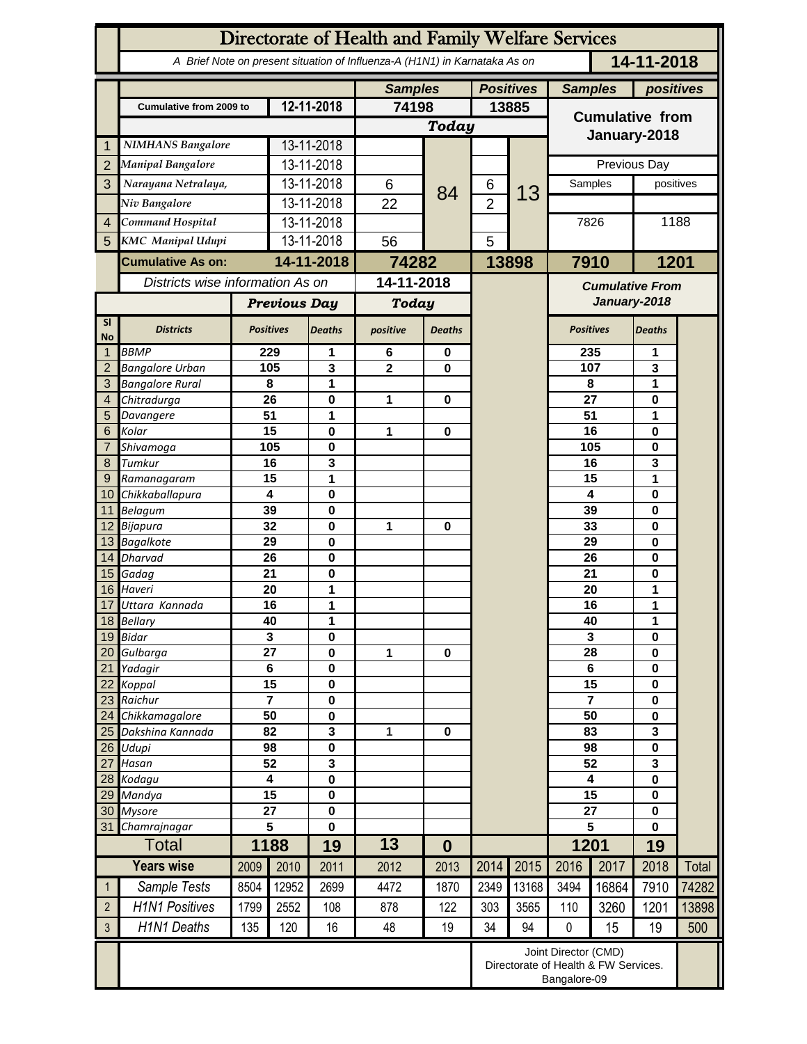# Directorate of Health and Family Welfare Services

*A Brief Note on present situation of Influenza-A (H1N1) in Karnataka As on* **14-11-2018**

| | | | Samples | | Positives | | Samples | positives |
|---|---|---|---|---|---|---|---|---|
| | Cumulative from 2009 to | 12-11-2018 | 74198 | | 13885 | | Cumulative from January-2018 | |
| | | | Today | | | | | |
| 1 | NIMHANS Bangalore | 13-11-2018 | | 84 | | 13 | | |
| 2 | Manipal Bangalore | 13-11-2018 | | | | | Previous Day | |
| 3 | Narayana Netralaya, | 13-11-2018 | 6 | | 6 | | Samples | positives |
| | Niv Bangalore | 13-11-2018 | 22 | | 2 | | | |
| 4 | Command Hospital | 13-11-2018 | | | | | 7826 | 1188 |
| 5 | KMC Manipal Udupi | 13-11-2018 | 56 | | 5 | | | |
| | **Cumulative As on:** | **14-11-2018** | **74282** | | **13898** | | **7910** | **1201** |

| Sl No | Districts | Previous Day Positives | Previous Day Deaths | Today positive | Today Deaths | Cumulative From January-2018 Positives | Cumulative From January-2018 Deaths |
|---|---|---|---|---|---|---|---|
| | *Districts wise information As on 14-11-2018* | | | | | | |
| 1 | BBMP | 229 | 1 | 6 | 0 | 235 | 1 |
| 2 | Bangalore Urban | 105 | 3 | 2 | 0 | 107 | 3 |
| 3 | Bangalore Rural | 8 | 1 | | | 8 | 1 |
| 4 | Chitradurga | 26 | 0 | 1 | 0 | 27 | 0 |
| 5 | Davangere | 51 | 1 | | | 51 | 1 |
| 6 | Kolar | 15 | 0 | 1 | 0 | 16 | 0 |
| 7 | Shivamoga | 105 | 0 | | | 105 | 0 |
| 8 | Tumkur | 16 | 3 | | | 16 | 3 |
| 9 | Ramanagaram | 15 | 1 | | | 15 | 1 |
| 10 | Chikkaballapura | 4 | 0 | | | 4 | 0 |
| 11 | Belagum | 39 | 0 | | | 39 | 0 |
| 12 | Bijapura | 32 | 0 | 1 | 0 | 33 | 0 |
| 13 | Bagalkote | 29 | 0 | | | 29 | 0 |
| 14 | Dharvad | 26 | 0 | | | 26 | 0 |
| 15 | Gadag | 21 | 0 | | | 21 | 0 |
| 16 | Haveri | 20 | 1 | | | 20 | 1 |
| 17 | Uttara Kannada | 16 | 1 | | | 16 | 1 |
| 18 | Bellary | 40 | 1 | | | 40 | 1 |
| 19 | Bidar | 3 | 0 | | | 3 | 0 |
| 20 | Gulbarga | 27 | 0 | 1 | 0 | 28 | 0 |
| 21 | Yadagir | 6 | 0 | | | 6 | 0 |
| 22 | Koppal | 15 | 0 | | | 15 | 0 |
| 23 | Raichur | 7 | 0 | | | 7 | 0 |
| 24 | Chikkamagalore | 50 | 0 | | | 50 | 0 |
| 25 | Dakshina Kannada | 82 | 3 | 1 | 0 | 83 | 3 |
| 26 | Udupi | 98 | 0 | | | 98 | 0 |
| 27 | Hasan | 52 | 3 | | | 52 | 3 |
| 28 | Kodagu | 4 | 0 | | | 4 | 0 |
| 29 | Mandya | 15 | 0 | | | 15 | 0 |
| 30 | Mysore | 27 | 0 | | | 27 | 0 |
| 31 | Chamrajnagar | 5 | 0 | | | 5 | 0 |
| | **Total** | **1188** | **19** | **13** | **0** | **1201** | **19** |

| | Years wise | 2009 | 2010 | 2011 | 2012 | 2013 | 2014 | 2015 | 2016 | 2017 | 2018 | Total |
|---|---|---|---|---|---|---|---|---|---|---|---|---|
| 1 | Sample Tests | 8504 | 12952 | 2699 | 4472 | 1870 | 2349 | 13168 | 3494 | 16864 | 7910 | 74282 |
| 2 | H1N1 Positives | 1799 | 2552 | 108 | 878 | 122 | 303 | 3565 | 110 | 3260 | 1201 | 13898 |
| 3 | H1N1 Deaths | 135 | 120 | 16 | 48 | 19 | 34 | 94 | 0 | 15 | 19 | 500 |

Joint Director (CMD)
Directorate of Health & FW Services.
Bangalore-09